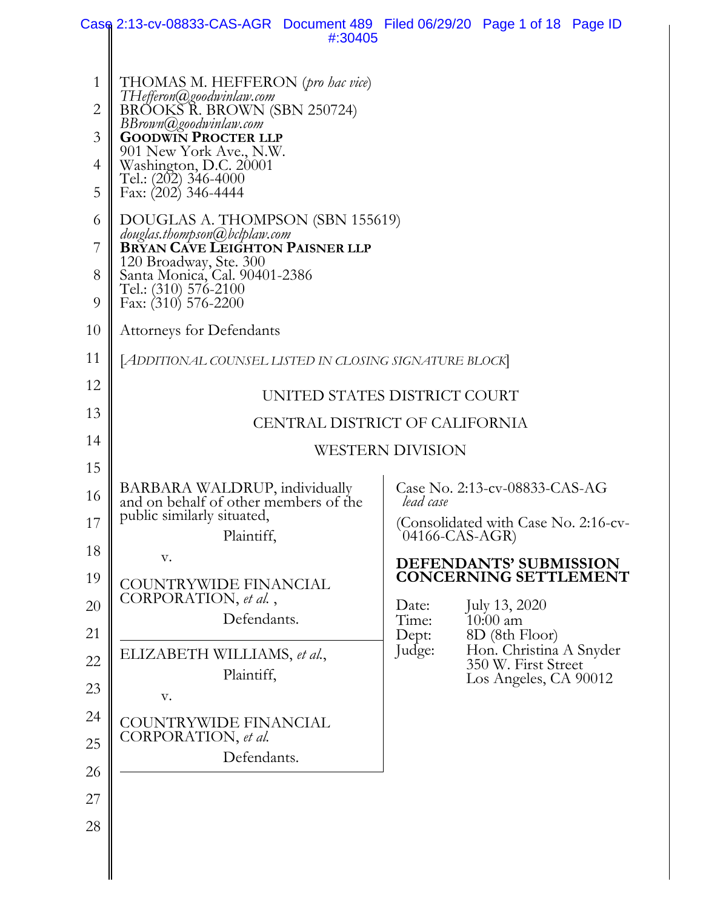THOMAS M. HEFFERON (*pro hac vice*)
*THefferon@goodwinlaw.com*
BROOKS R. BROWN (SBN 250724)
*BBrown@goodwinlaw.com*
**GOODWIN PROCTER LLP**
901 New York Ave., N.W.
Washington, D.C. 20001
Tel.: (202) 346-4000
Fax: (202) 346-4444

DOUGLAS A. THOMPSON (SBN 155619)
*douglas.thompson@bclplaw.com*
**BRYAN CAVE LEIGHTON PAISNER LLP**
120 Broadway, Ste. 300
Santa Monica, Cal. 90401-2386
Tel.: (310) 576-2100
Fax: (310) 576-2200

Attorneys for Defendants

[*ADDITIONAL COUNSEL LISTED IN CLOSING SIGNATURE BLOCK*]

UNITED STATES DISTRICT COURT

CENTRAL DISTRICT OF CALIFORNIA

WESTERN DIVISION

BARBARA WALDRUP, individually and on behalf of other members of the public similarly situated,

Plaintiff,

v.

COUNTRYWIDE FINANCIAL CORPORATION, *et al.*,

Defendants.

ELIZABETH WILLIAMS, *et al.*,

Plaintiff,

v.

COUNTRYWIDE FINANCIAL CORPORATION, *et al.*

Defendants.

Case No. 2:13-cv-08833-CAS-AG
*lead case*

(Consolidated with Case No. 2:16-cv-04166-CAS-AGR)

**DEFENDANTS' SUBMISSION CONCERNING SETTLEMENT**

Date: July 13, 2020
Time: 10:00 am
Dept: 8D (8th Floor)
Judge: Hon. Christina A Snyder
350 W. First Street
Los Angeles, CA 90012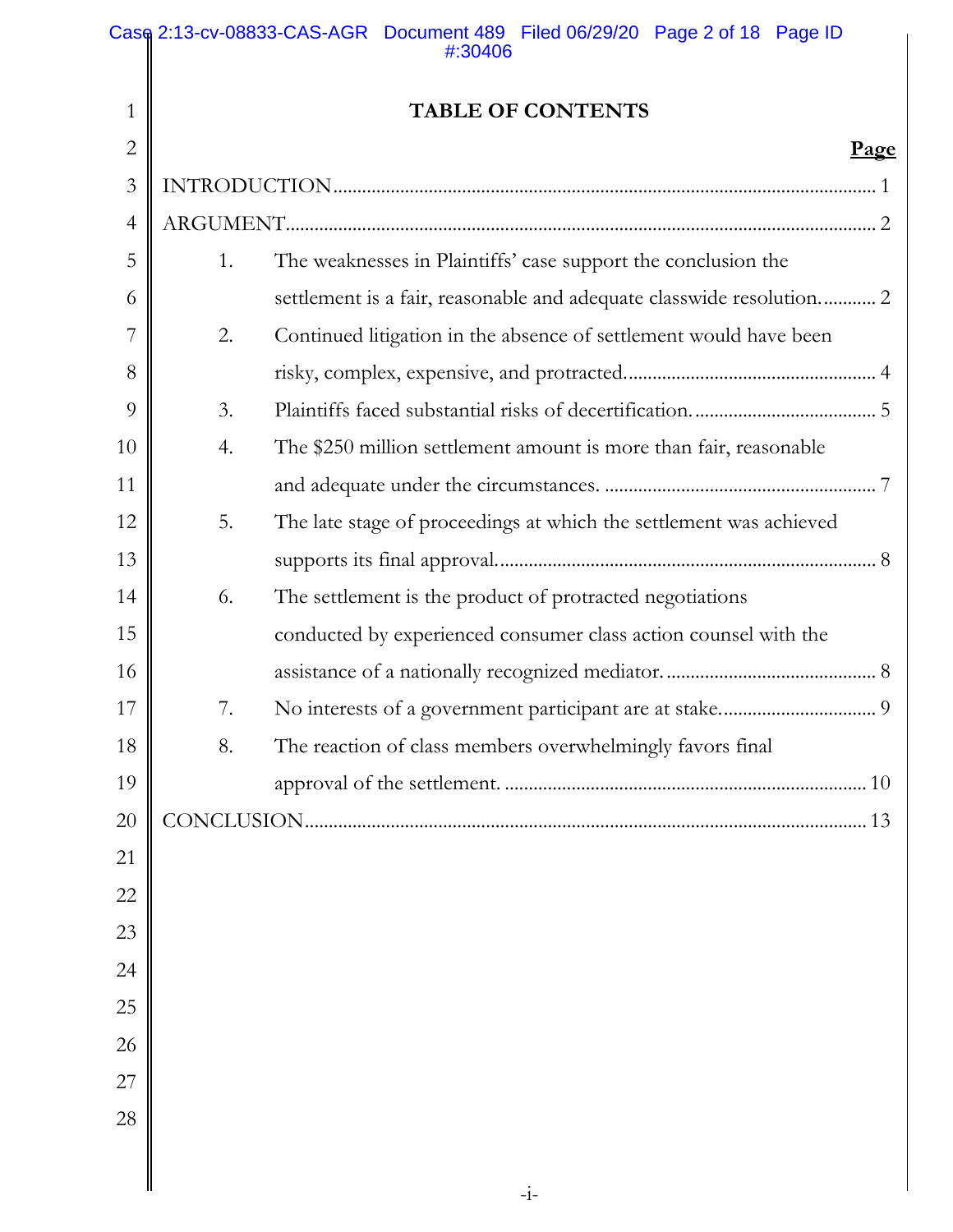# TABLE OF CONTENTS

| | Page |
|---|---|
| INTRODUCTION | 1 |
| ARGUMENT | 2 |
| 1. The weaknesses in Plaintiffs' case support the conclusion the settlement is a fair, reasonable and adequate classwide resolution. | 2 |
| 2. Continued litigation in the absence of settlement would have been risky, complex, expensive, and protracted. | 4 |
| 3. Plaintiffs faced substantial risks of decertification. | 5 |
| 4. The $250 million settlement amount is more than fair, reasonable and adequate under the circumstances. | 7 |
| 5. The late stage of proceedings at which the settlement was achieved supports its final approval. | 8 |
| 6. The settlement is the product of protracted negotiations conducted by experienced consumer class action counsel with the assistance of a nationally recognized mediator. | 8 |
| 7. No interests of a government participant are at stake. | 9 |
| 8. The reaction of class members overwhelmingly favors final approval of the settlement. | 10 |
| CONCLUSION | 13 |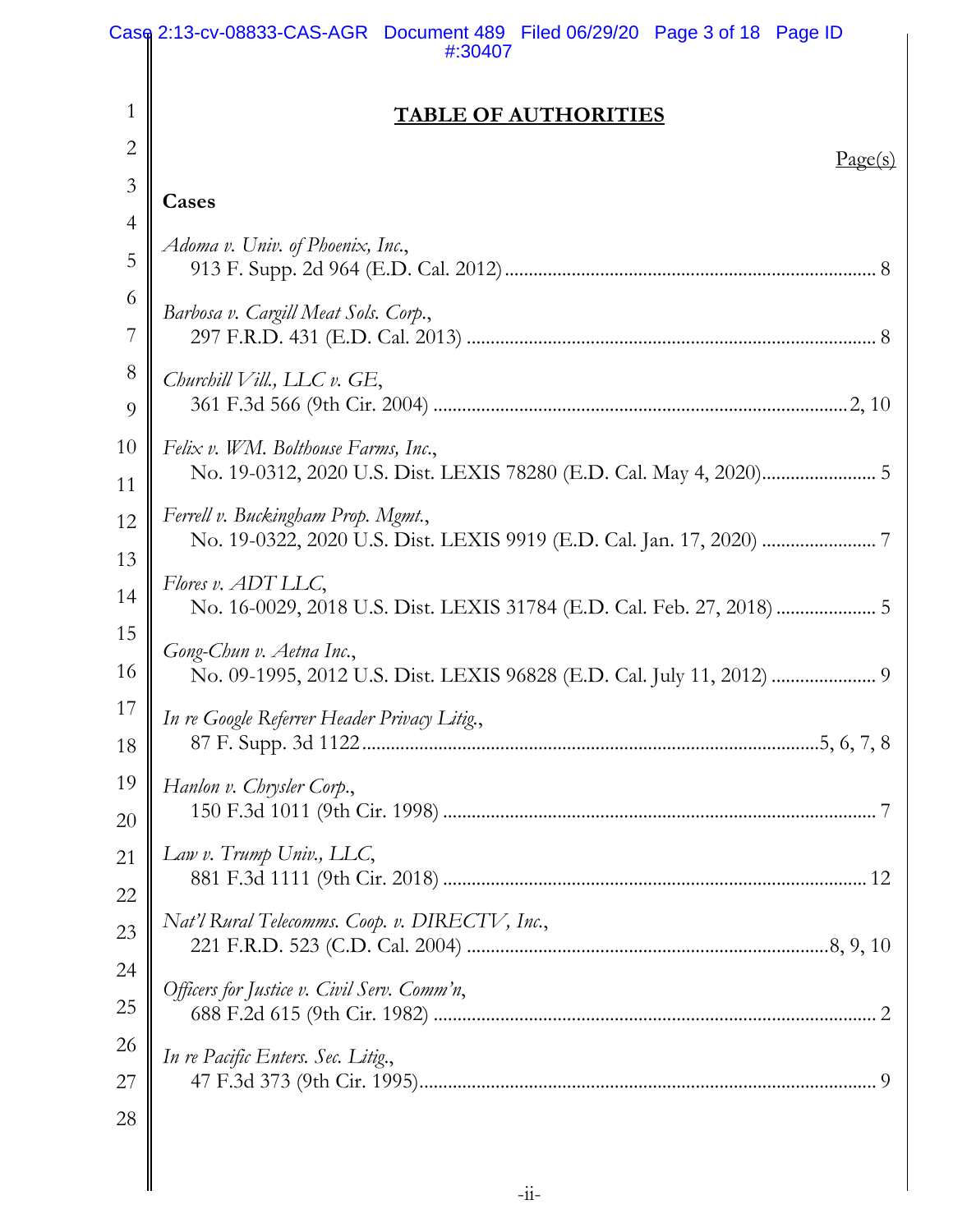# TABLE OF AUTHORITIES

Page(s)

**Cases**

*Adoma v. Univ. of Phoenix, Inc.*,
913 F. Supp. 2d 964 (E.D. Cal. 2012) ........ 8

*Barbosa v. Cargill Meat Sols. Corp.*,
297 F.R.D. 431 (E.D. Cal. 2013) ........ 8

*Churchill Vill., LLC v. GE*,
361 F.3d 566 (9th Cir. 2004) ........ 2, 10

*Felix v. WM. Bolthouse Farms, Inc.*,
No. 19-0312, 2020 U.S. Dist. LEXIS 78280 (E.D. Cal. May 4, 2020) ........ 5

*Ferrell v. Buckingham Prop. Mgmt.*,
No. 19-0322, 2020 U.S. Dist. LEXIS 9919 (E.D. Cal. Jan. 17, 2020) ........ 7

*Flores v. ADT LLC*,
No. 16-0029, 2018 U.S. Dist. LEXIS 31784 (E.D. Cal. Feb. 27, 2018) ........ 5

*Gong-Chun v. Aetna Inc.*,
No. 09-1995, 2012 U.S. Dist. LEXIS 96828 (E.D. Cal. July 11, 2012) ........ 9

*In re Google Referrer Header Privacy Litig.*,
87 F. Supp. 3d 1122 ........ 5, 6, 7, 8

*Hanlon v. Chrysler Corp.*,
150 F.3d 1011 (9th Cir. 1998) ........ 7

*Law v. Trump Univ., LLC*,
881 F.3d 1111 (9th Cir. 2018) ........ 12

*Nat'l Rural Telecomms. Coop. v. DIRECTV, Inc.*,
221 F.R.D. 523 (C.D. Cal. 2004) ........ 8, 9, 10

*Officers for Justice v. Civil Serv. Comm'n*,
688 F.2d 615 (9th Cir. 1982) ........ 2

*In re Pacific Enters. Sec. Litig.*,
47 F.3d 373 (9th Cir. 1995) ........ 9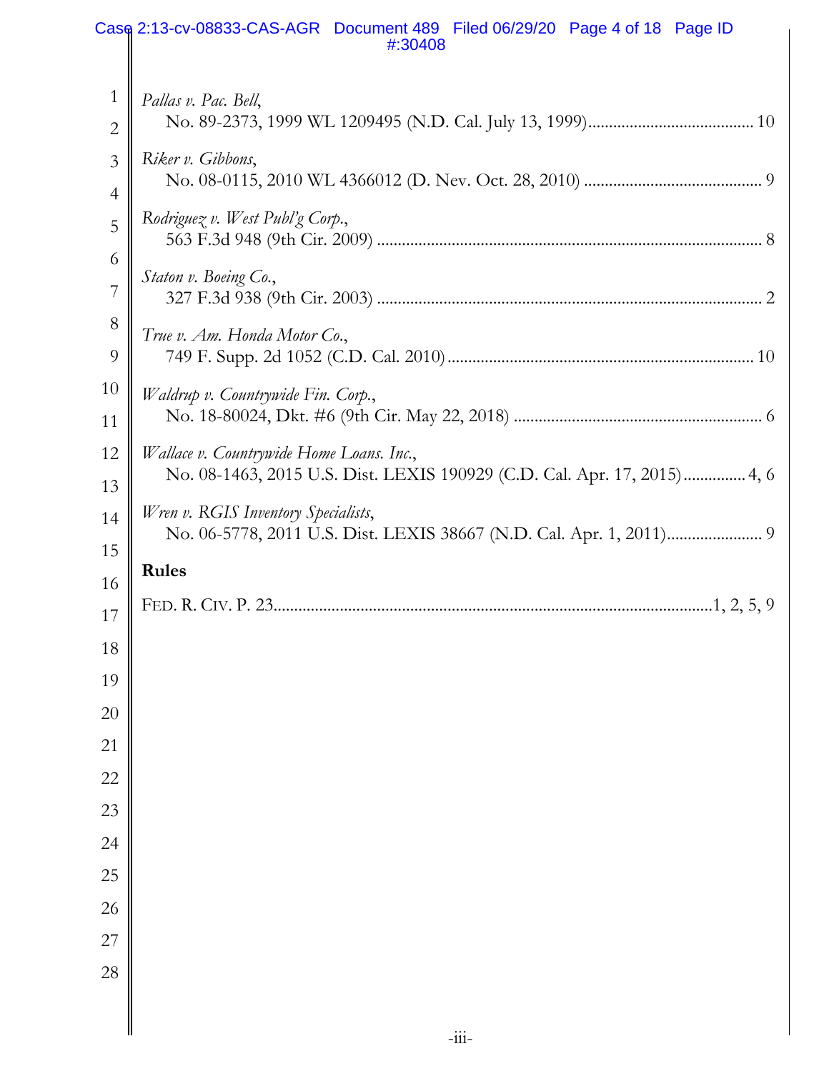*Pallas v. Pac. Bell*,
No. 89-2373, 1999 WL 1209495 (N.D. Cal. July 13, 1999)........................................ 10

*Riker v. Gibbons*,
No. 08-0115, 2010 WL 4366012 (D. Nev. Oct. 28, 2010) ........................................... 9

*Rodriguez v. West Publ'g Corp.*,
563 F.3d 948 (9th Cir. 2009) ............................................................................................ 8

*Staton v. Boeing Co.*,
327 F.3d 938 (9th Cir. 2003) ............................................................................................ 2

*True v. Am. Honda Motor Co.*,
749 F. Supp. 2d 1052 (C.D. Cal. 2010).......................................................................... 10

*Waldrup v. Countrywide Fin. Corp.*,
No. 18-80024, Dkt. #6 (9th Cir. May 22, 2018) ............................................................ 6

*Wallace v. Countrywide Home Loans. Inc.*,
No. 08-1463, 2015 U.S. Dist. LEXIS 190929 (C.D. Cal. Apr. 17, 2015)............... 4, 6

*Wren v. RGIS Inventory Specialists*,
No. 06-5778, 2011 U.S. Dist. LEXIS 38667 (N.D. Cal. Apr. 1, 2011)....................... 9

**Rules**

FED. R. CIV. P. 23.........................................................................................................1, 2, 5, 9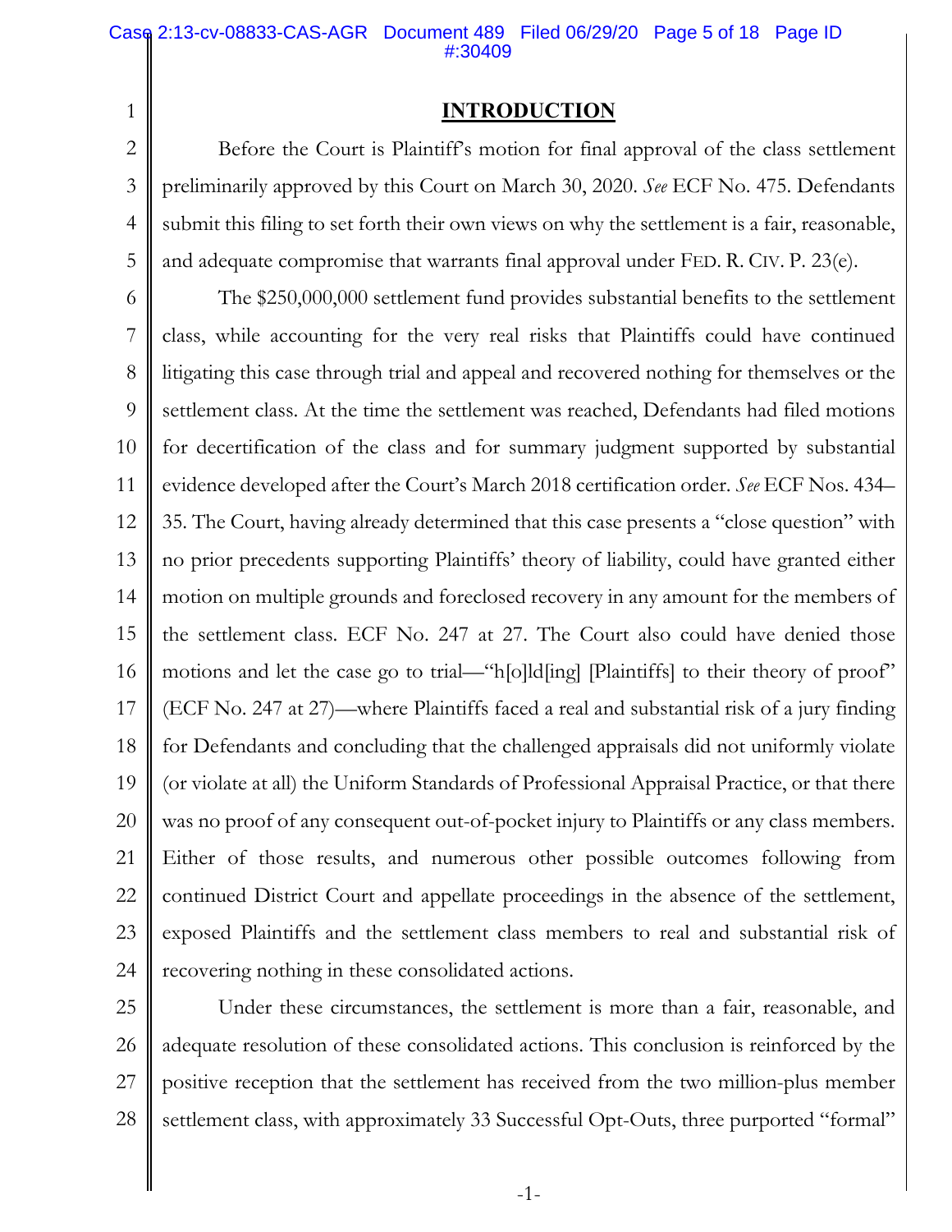## INTRODUCTION

Before the Court is Plaintiff's motion for final approval of the class settlement preliminarily approved by this Court on March 30, 2020. *See* ECF No. 475. Defendants submit this filing to set forth their own views on why the settlement is a fair, reasonable, and adequate compromise that warrants final approval under FED. R. CIV. P. 23(e).

The $250,000,000 settlement fund provides substantial benefits to the settlement class, while accounting for the very real risks that Plaintiffs could have continued litigating this case through trial and appeal and recovered nothing for themselves or the settlement class. At the time the settlement was reached, Defendants had filed motions for decertification of the class and for summary judgment supported by substantial evidence developed after the Court's March 2018 certification order. *See* ECF Nos. 434–35. The Court, having already determined that this case presents a "close question" with no prior precedents supporting Plaintiffs' theory of liability, could have granted either motion on multiple grounds and foreclosed recovery in any amount for the members of the settlement class. ECF No. 247 at 27. The Court also could have denied those motions and let the case go to trial—"h[o]ld[ing] [Plaintiffs] to their theory of proof" (ECF No. 247 at 27)—where Plaintiffs faced a real and substantial risk of a jury finding for Defendants and concluding that the challenged appraisals did not uniformly violate (or violate at all) the Uniform Standards of Professional Appraisal Practice, or that there was no proof of any consequent out-of-pocket injury to Plaintiffs or any class members. Either of those results, and numerous other possible outcomes following from continued District Court and appellate proceedings in the absence of the settlement, exposed Plaintiffs and the settlement class members to real and substantial risk of recovering nothing in these consolidated actions.

Under these circumstances, the settlement is more than a fair, reasonable, and adequate resolution of these consolidated actions. This conclusion is reinforced by the positive reception that the settlement has received from the two million-plus member settlement class, with approximately 33 Successful Opt-Outs, three purported "formal"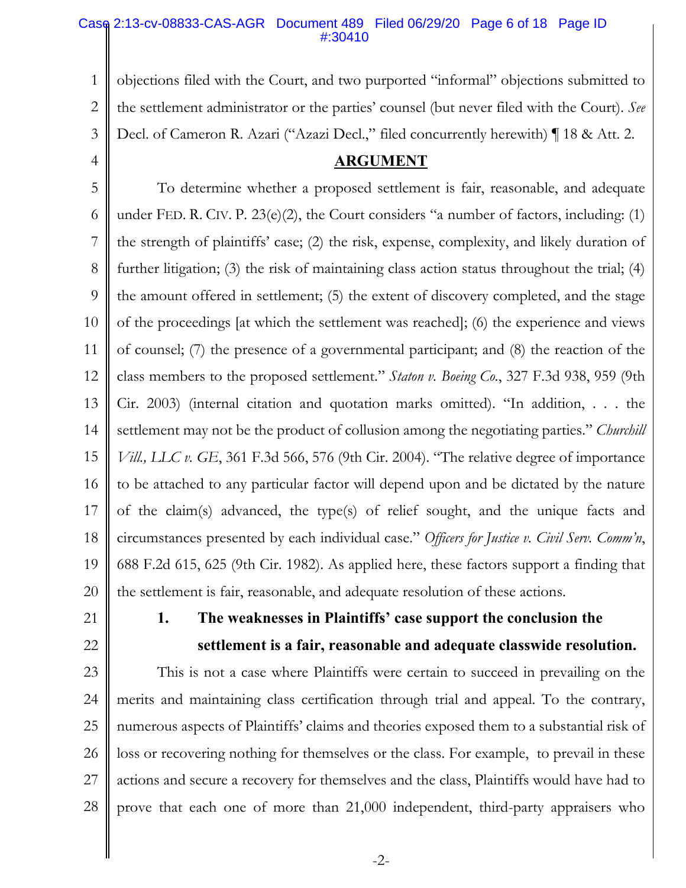objections filed with the Court, and two purported "informal" objections submitted to the settlement administrator or the parties' counsel (but never filed with the Court). *See* Decl. of Cameron R. Azari ("Azazi Decl.," filed concurrently herewith) ¶ 18 & Att. 2.

## ARGUMENT

To determine whether a proposed settlement is fair, reasonable, and adequate under FED. R. CIV. P. 23(e)(2), the Court considers "a number of factors, including: (1) the strength of plaintiffs' case; (2) the risk, expense, complexity, and likely duration of further litigation; (3) the risk of maintaining class action status throughout the trial; (4) the amount offered in settlement; (5) the extent of discovery completed, and the stage of the proceedings [at which the settlement was reached]; (6) the experience and views of counsel; (7) the presence of a governmental participant; and (8) the reaction of the class members to the proposed settlement." *Staton v. Boeing Co.*, 327 F.3d 938, 959 (9th Cir. 2003) (internal citation and quotation marks omitted). "In addition, . . . the settlement may not be the product of collusion among the negotiating parties." *Churchill Vill., LLC v. GE*, 361 F.3d 566, 576 (9th Cir. 2004). "The relative degree of importance to be attached to any particular factor will depend upon and be dictated by the nature of the claim(s) advanced, the type(s) of relief sought, and the unique facts and circumstances presented by each individual case." *Officers for Justice v. Civil Serv. Comm'n*, 688 F.2d 615, 625 (9th Cir. 1982). As applied here, these factors support a finding that the settlement is fair, reasonable, and adequate resolution of these actions.

### 1. The weaknesses in Plaintiffs' case support the conclusion the settlement is a fair, reasonable and adequate classwide resolution.

This is not a case where Plaintiffs were certain to succeed in prevailing on the merits and maintaining class certification through trial and appeal. To the contrary, numerous aspects of Plaintiffs' claims and theories exposed them to a substantial risk of loss or recovering nothing for themselves or the class. For example, to prevail in these actions and secure a recovery for themselves and the class, Plaintiffs would have had to prove that each one of more than 21,000 independent, third-party appraisers who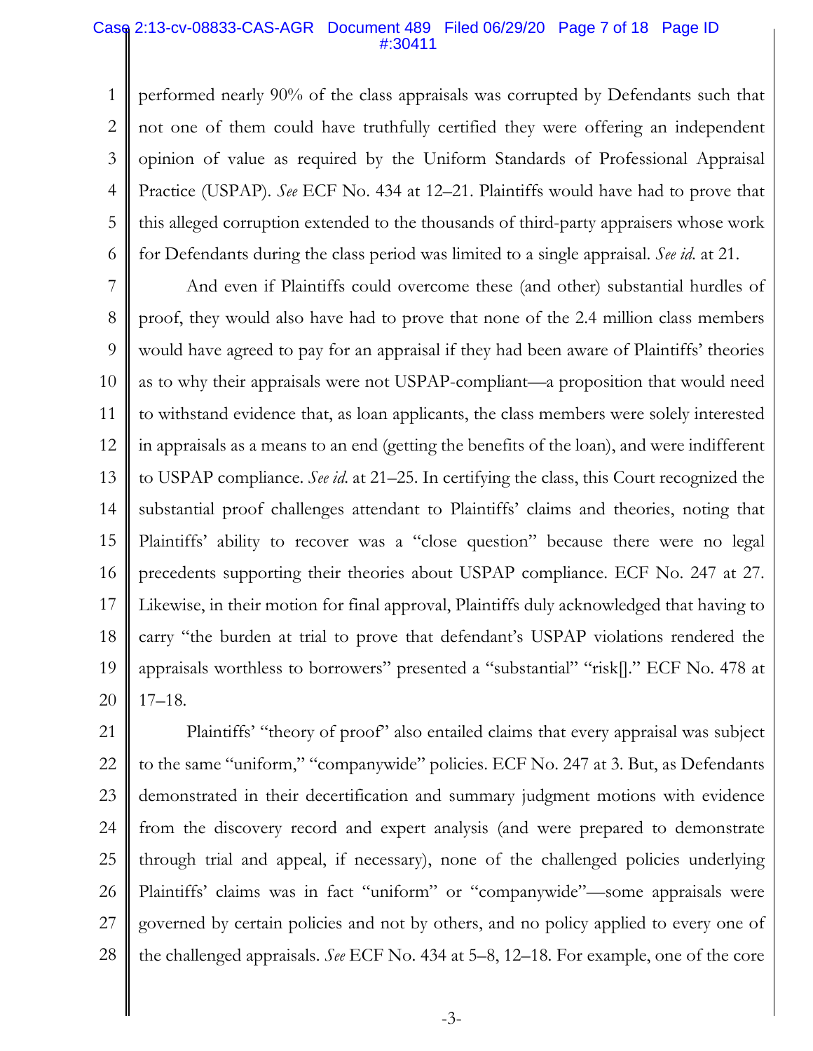performed nearly 90% of the class appraisals was corrupted by Defendants such that not one of them could have truthfully certified they were offering an independent opinion of value as required by the Uniform Standards of Professional Appraisal Practice (USPAP). *See* ECF No. 434 at 12–21. Plaintiffs would have had to prove that this alleged corruption extended to the thousands of third-party appraisers whose work for Defendants during the class period was limited to a single appraisal. *See id.* at 21.

And even if Plaintiffs could overcome these (and other) substantial hurdles of proof, they would also have had to prove that none of the 2.4 million class members would have agreed to pay for an appraisal if they had been aware of Plaintiffs' theories as to why their appraisals were not USPAP-compliant—a proposition that would need to withstand evidence that, as loan applicants, the class members were solely interested in appraisals as a means to an end (getting the benefits of the loan), and were indifferent to USPAP compliance. *See id.* at 21–25. In certifying the class, this Court recognized the substantial proof challenges attendant to Plaintiffs' claims and theories, noting that Plaintiffs' ability to recover was a "close question" because there were no legal precedents supporting their theories about USPAP compliance. ECF No. 247 at 27. Likewise, in their motion for final approval, Plaintiffs duly acknowledged that having to carry "the burden at trial to prove that defendant's USPAP violations rendered the appraisals worthless to borrowers" presented a "substantial" "risk[]." ECF No. 478 at 17–18.

Plaintiffs' "theory of proof" also entailed claims that every appraisal was subject to the same "uniform," "companywide" policies. ECF No. 247 at 3. But, as Defendants demonstrated in their decertification and summary judgment motions with evidence from the discovery record and expert analysis (and were prepared to demonstrate through trial and appeal, if necessary), none of the challenged policies underlying Plaintiffs' claims was in fact "uniform" or "companywide"—some appraisals were governed by certain policies and not by others, and no policy applied to every one of the challenged appraisals. *See* ECF No. 434 at 5–8, 12–18. For example, one of the core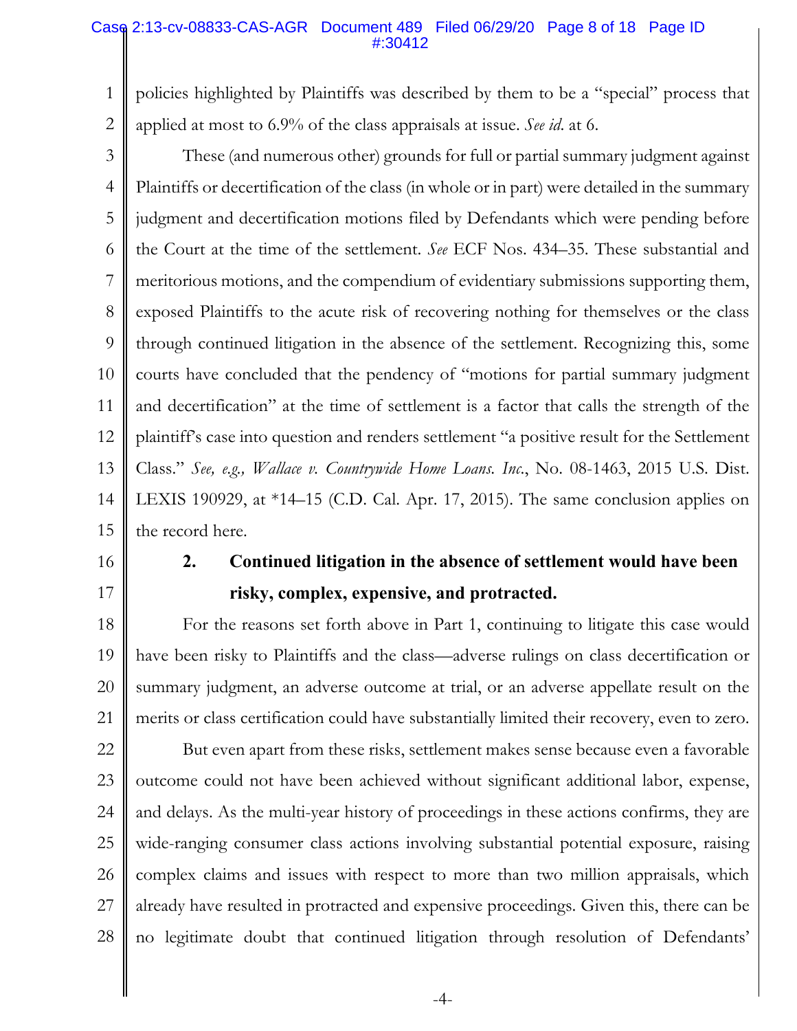policies highlighted by Plaintiffs was described by them to be a "special" process that applied at most to 6.9% of the class appraisals at issue. *See id.* at 6.

These (and numerous other) grounds for full or partial summary judgment against Plaintiffs or decertification of the class (in whole or in part) were detailed in the summary judgment and decertification motions filed by Defendants which were pending before the Court at the time of the settlement. *See* ECF Nos. 434–35. These substantial and meritorious motions, and the compendium of evidentiary submissions supporting them, exposed Plaintiffs to the acute risk of recovering nothing for themselves or the class through continued litigation in the absence of the settlement. Recognizing this, some courts have concluded that the pendency of "motions for partial summary judgment and decertification" at the time of settlement is a factor that calls the strength of the plaintiff's case into question and renders settlement "a positive result for the Settlement Class." *See, e.g., Wallace v. Countrywide Home Loans. Inc.*, No. 08-1463, 2015 U.S. Dist. LEXIS 190929, at *14–15 (C.D. Cal. Apr. 17, 2015). The same conclusion applies on the record here.

### 2. Continued litigation in the absence of settlement would have been risky, complex, expensive, and protracted.

For the reasons set forth above in Part 1, continuing to litigate this case would have been risky to Plaintiffs and the class—adverse rulings on class decertification or summary judgment, an adverse outcome at trial, or an adverse appellate result on the merits or class certification could have substantially limited their recovery, even to zero.

But even apart from these risks, settlement makes sense because even a favorable outcome could not have been achieved without significant additional labor, expense, and delays. As the multi-year history of proceedings in these actions confirms, they are wide-ranging consumer class actions involving substantial potential exposure, raising complex claims and issues with respect to more than two million appraisals, which already have resulted in protracted and expensive proceedings. Given this, there can be no legitimate doubt that continued litigation through resolution of Defendants'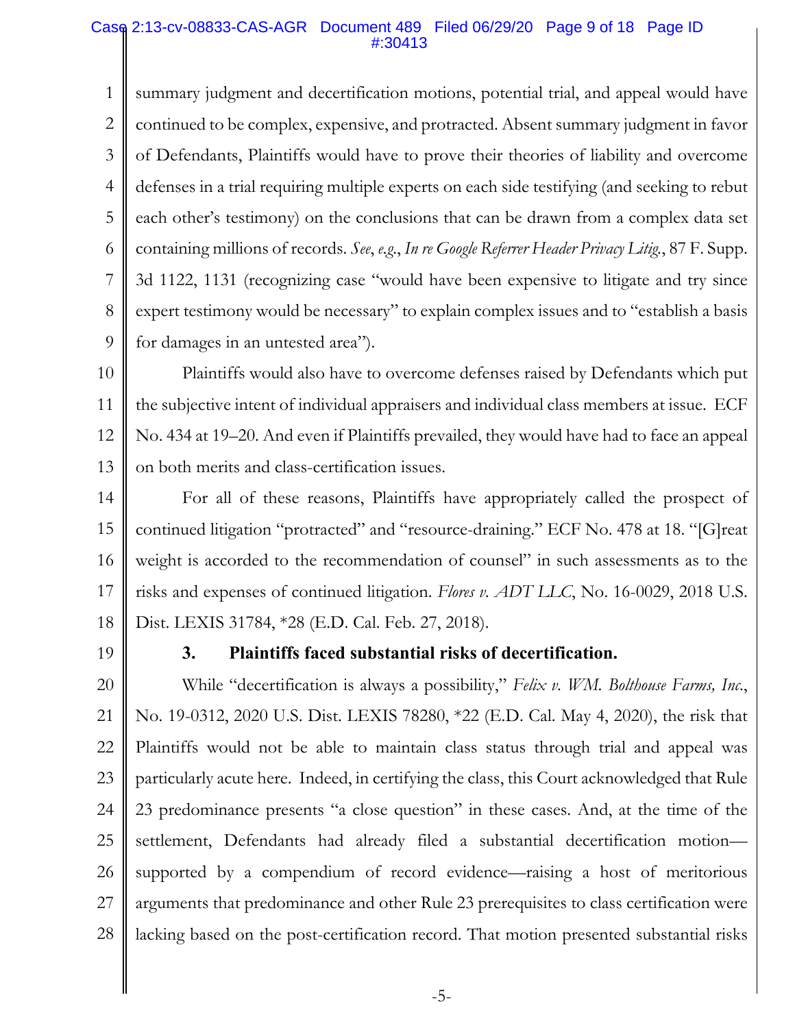summary judgment and decertification motions, potential trial, and appeal would have continued to be complex, expensive, and protracted. Absent summary judgment in favor of Defendants, Plaintiffs would have to prove their theories of liability and overcome defenses in a trial requiring multiple experts on each side testifying (and seeking to rebut each other's testimony) on the conclusions that can be drawn from a complex data set containing millions of records. *See*, *e.g.*, *In re Google Referrer Header Privacy Litig.*, 87 F. Supp. 3d 1122, 1131 (recognizing case "would have been expensive to litigate and try since expert testimony would be necessary" to explain complex issues and to "establish a basis for damages in an untested area").

Plaintiffs would also have to overcome defenses raised by Defendants which put the subjective intent of individual appraisers and individual class members at issue. ECF No. 434 at 19–20. And even if Plaintiffs prevailed, they would have had to face an appeal on both merits and class-certification issues.

For all of these reasons, Plaintiffs have appropriately called the prospect of continued litigation "protracted" and "resource-draining." ECF No. 478 at 18. "[G]reat weight is accorded to the recommendation of counsel" in such assessments as to the risks and expenses of continued litigation. *Flores v. ADT LLC*, No. 16-0029, 2018 U.S. Dist. LEXIS 31784, *28 (E.D. Cal. Feb. 27, 2018).

### 3. Plaintiffs faced substantial risks of decertification.

While "decertification is always a possibility," *Felix v. WM. Bolthouse Farms, Inc.*, No. 19-0312, 2020 U.S. Dist. LEXIS 78280, *22 (E.D. Cal. May 4, 2020), the risk that Plaintiffs would not be able to maintain class status through trial and appeal was particularly acute here. Indeed, in certifying the class, this Court acknowledged that Rule 23 predominance presents "a close question" in these cases. And, at the time of the settlement, Defendants had already filed a substantial decertification motion—supported by a compendium of record evidence—raising a host of meritorious arguments that predominance and other Rule 23 prerequisites to class certification were lacking based on the post-certification record. That motion presented substantial risks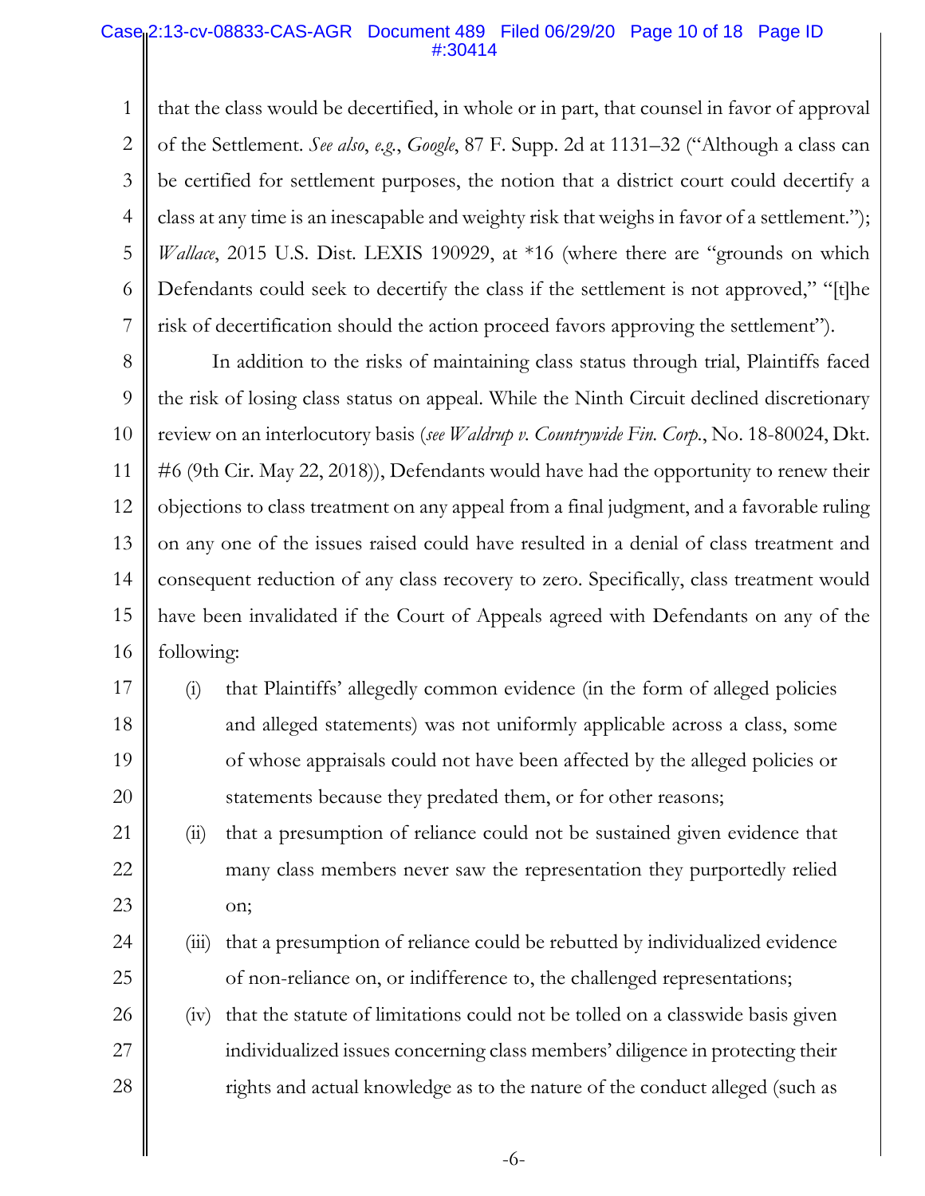that the class would be decertified, in whole or in part, that counsel in favor of approval of the Settlement. *See also*, *e.g.*, *Google*, 87 F. Supp. 2d at 1131–32 ("Although a class can be certified for settlement purposes, the notion that a district court could decertify a class at any time is an inescapable and weighty risk that weighs in favor of a settlement."); *Wallace*, 2015 U.S. Dist. LEXIS 190929, at *16 (where there are "grounds on which Defendants could seek to decertify the class if the settlement is not approved," "[t]he risk of decertification should the action proceed favors approving the settlement").

In addition to the risks of maintaining class status through trial, Plaintiffs faced the risk of losing class status on appeal. While the Ninth Circuit declined discretionary review on an interlocutory basis (*see Waldrup v. Countrywide Fin. Corp.*, No. 18-80024, Dkt. #6 (9th Cir. May 22, 2018)), Defendants would have had the opportunity to renew their objections to class treatment on any appeal from a final judgment, and a favorable ruling on any one of the issues raised could have resulted in a denial of class treatment and consequent reduction of any class recovery to zero. Specifically, class treatment would have been invalidated if the Court of Appeals agreed with Defendants on any of the following:

(i) that Plaintiffs' allegedly common evidence (in the form of alleged policies and alleged statements) was not uniformly applicable across a class, some of whose appraisals could not have been affected by the alleged policies or statements because they predated them, or for other reasons;

(ii) that a presumption of reliance could not be sustained given evidence that many class members never saw the representation they purportedly relied on;

(iii) that a presumption of reliance could be rebutted by individualized evidence of non-reliance on, or indifference to, the challenged representations;

(iv) that the statute of limitations could not be tolled on a classwide basis given individualized issues concerning class members' diligence in protecting their rights and actual knowledge as to the nature of the conduct alleged (such as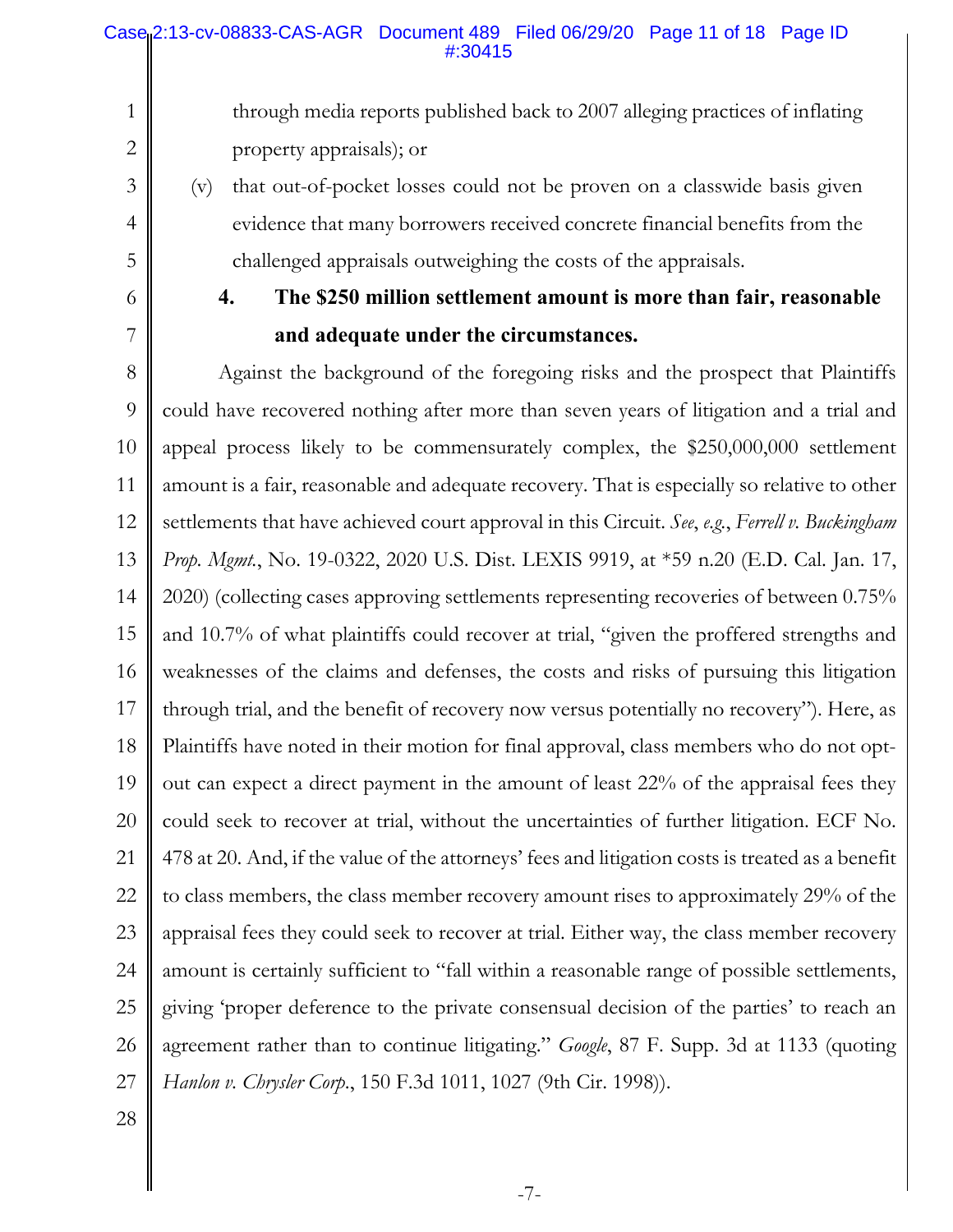through media reports published back to 2007 alleging practices of inflating property appraisals); or

(v) that out-of-pocket losses could not be proven on a classwide basis given evidence that many borrowers received concrete financial benefits from the challenged appraisals outweighing the costs of the appraisals.

### 4. The $250 million settlement amount is more than fair, reasonable and adequate under the circumstances.

Against the background of the foregoing risks and the prospect that Plaintiffs could have recovered nothing after more than seven years of litigation and a trial and appeal process likely to be commensurately complex, the $250,000,000 settlement amount is a fair, reasonable and adequate recovery. That is especially so relative to other settlements that have achieved court approval in this Circuit. *See*, *e.g.*, *Ferrell v. Buckingham Prop. Mgmt.*, No. 19-0322, 2020 U.S. Dist. LEXIS 9919, at *59 n.20 (E.D. Cal. Jan. 17, 2020) (collecting cases approving settlements representing recoveries of between 0.75% and 10.7% of what plaintiffs could recover at trial, "given the proffered strengths and weaknesses of the claims and defenses, the costs and risks of pursuing this litigation through trial, and the benefit of recovery now versus potentially no recovery"). Here, as Plaintiffs have noted in their motion for final approval, class members who do not opt-out can expect a direct payment in the amount of least 22% of the appraisal fees they could seek to recover at trial, without the uncertainties of further litigation. ECF No. 478 at 20. And, if the value of the attorneys' fees and litigation costs is treated as a benefit to class members, the class member recovery amount rises to approximately 29% of the appraisal fees they could seek to recover at trial. Either way, the class member recovery amount is certainly sufficient to "fall within a reasonable range of possible settlements, giving 'proper deference to the private consensual decision of the parties' to reach an agreement rather than to continue litigating." *Google*, 87 F. Supp. 3d at 1133 (quoting *Hanlon v. Chrysler Corp.*, 150 F.3d 1011, 1027 (9th Cir. 1998)).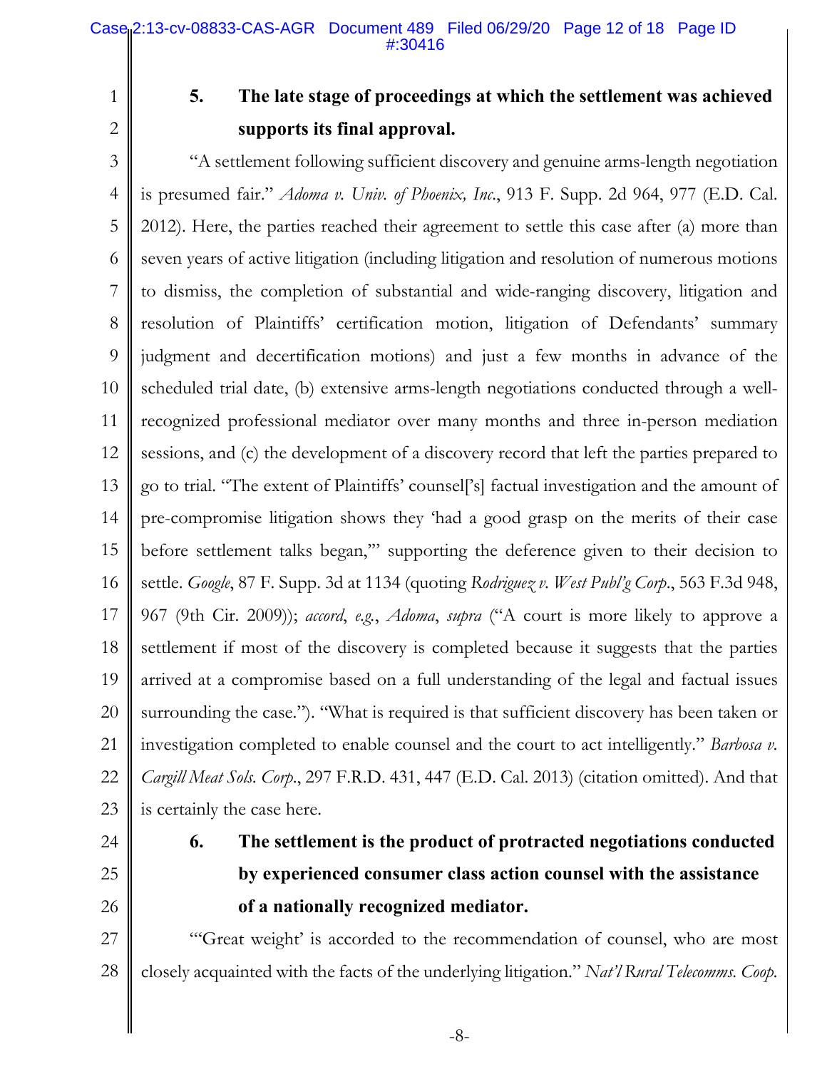**5. The late stage of proceedings at which the settlement was achieved supports its final approval.**

"A settlement following sufficient discovery and genuine arms-length negotiation is presumed fair." *Adoma v. Univ. of Phoenix, Inc.*, 913 F. Supp. 2d 964, 977 (E.D. Cal. 2012). Here, the parties reached their agreement to settle this case after (a) more than seven years of active litigation (including litigation and resolution of numerous motions to dismiss, the completion of substantial and wide-ranging discovery, litigation and resolution of Plaintiffs' certification motion, litigation of Defendants' summary judgment and decertification motions) and just a few months in advance of the scheduled trial date, (b) extensive arms-length negotiations conducted through a well-recognized professional mediator over many months and three in-person mediation sessions, and (c) the development of a discovery record that left the parties prepared to go to trial. "The extent of Plaintiffs' counsel['s] factual investigation and the amount of pre-compromise litigation shows they 'had a good grasp on the merits of their case before settlement talks began,'" supporting the deference given to their decision to settle. *Google*, 87 F. Supp. 3d at 1134 (quoting *Rodriguez v. West Publ'g Corp.*, 563 F.3d 948, 967 (9th Cir. 2009)); *accord*, *e.g.*, *Adoma*, *supra* ("A court is more likely to approve a settlement if most of the discovery is completed because it suggests that the parties arrived at a compromise based on a full understanding of the legal and factual issues surrounding the case."). "What is required is that sufficient discovery has been taken or investigation completed to enable counsel and the court to act intelligently." *Barbosa v. Cargill Meat Sols. Corp.*, 297 F.R.D. 431, 447 (E.D. Cal. 2013) (citation omitted). And that is certainly the case here.

**6. The settlement is the product of protracted negotiations conducted by experienced consumer class action counsel with the assistance of a nationally recognized mediator.**

"'Great weight' is accorded to the recommendation of counsel, who are most closely acquainted with the facts of the underlying litigation." *Nat'l Rural Telecomms. Coop.*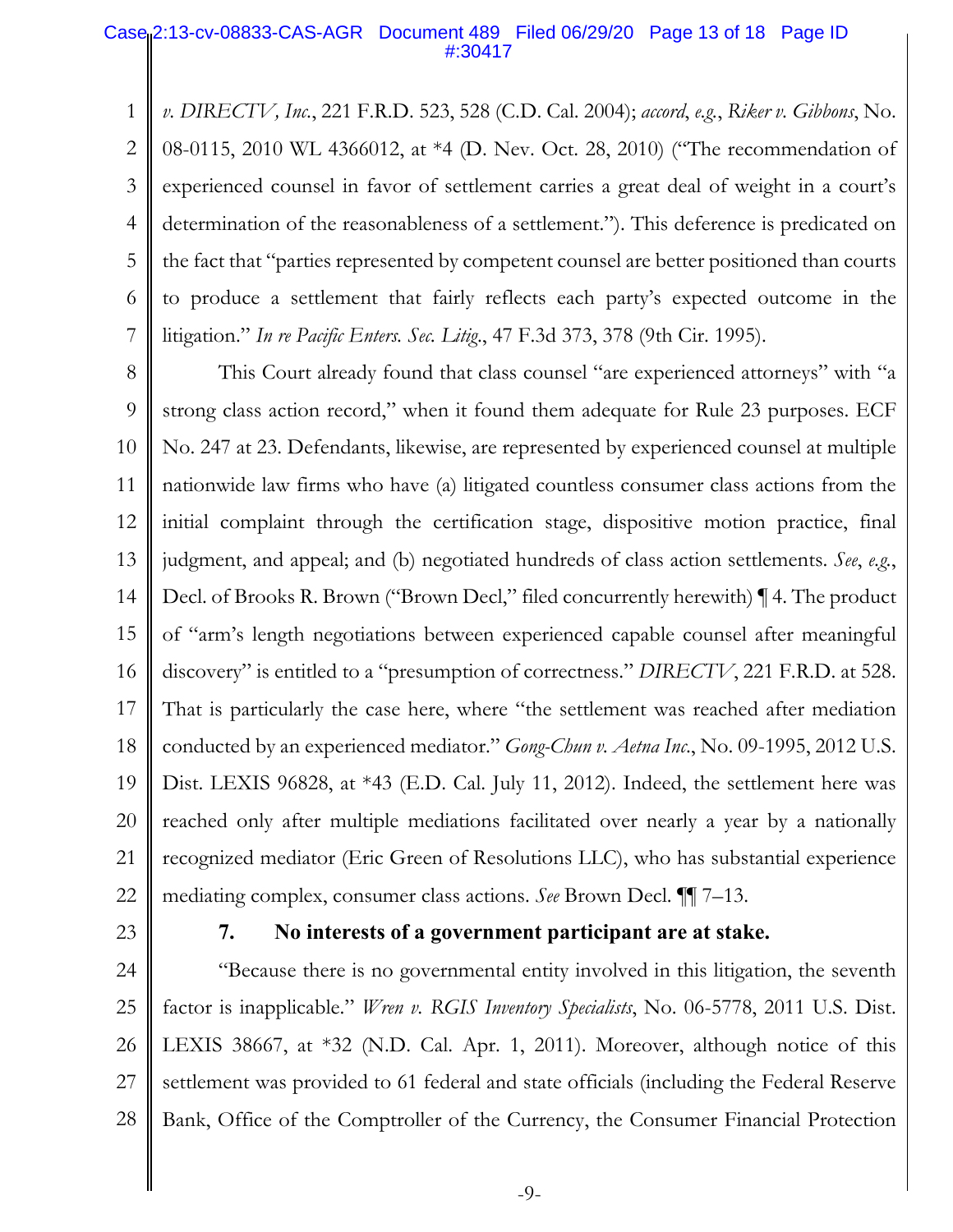*v. DIRECTV, Inc.*, 221 F.R.D. 523, 528 (C.D. Cal. 2004); *accord*, *e.g.*, *Riker v. Gibbons*, No. 08-0115, 2010 WL 4366012, at *4 (D. Nev. Oct. 28, 2010) ("The recommendation of experienced counsel in favor of settlement carries a great deal of weight in a court's determination of the reasonableness of a settlement."). This deference is predicated on the fact that "parties represented by competent counsel are better positioned than courts to produce a settlement that fairly reflects each party's expected outcome in the litigation." *In re Pacific Enters. Sec. Litig.*, 47 F.3d 373, 378 (9th Cir. 1995).

This Court already found that class counsel "are experienced attorneys" with "a strong class action record," when it found them adequate for Rule 23 purposes. ECF No. 247 at 23. Defendants, likewise, are represented by experienced counsel at multiple nationwide law firms who have (a) litigated countless consumer class actions from the initial complaint through the certification stage, dispositive motion practice, final judgment, and appeal; and (b) negotiated hundreds of class action settlements. *See*, *e.g.*, Decl. of Brooks R. Brown ("Brown Decl," filed concurrently herewith) ¶ 4. The product of "arm's length negotiations between experienced capable counsel after meaningful discovery" is entitled to a "presumption of correctness." *DIRECTV*, 221 F.R.D. at 528. That is particularly the case here, where "the settlement was reached after mediation conducted by an experienced mediator." *Gong-Chun v. Aetna Inc.*, No. 09-1995, 2012 U.S. Dist. LEXIS 96828, at *43 (E.D. Cal. July 11, 2012). Indeed, the settlement here was reached only after multiple mediations facilitated over nearly a year by a nationally recognized mediator (Eric Green of Resolutions LLC), who has substantial experience mediating complex, consumer class actions. *See* Brown Decl. ¶¶ 7–13.

### 7. No interests of a government participant are at stake.

"Because there is no governmental entity involved in this litigation, the seventh factor is inapplicable." *Wren v. RGIS Inventory Specialists*, No. 06-5778, 2011 U.S. Dist. LEXIS 38667, at *32 (N.D. Cal. Apr. 1, 2011). Moreover, although notice of this settlement was provided to 61 federal and state officials (including the Federal Reserve Bank, Office of the Comptroller of the Currency, the Consumer Financial Protection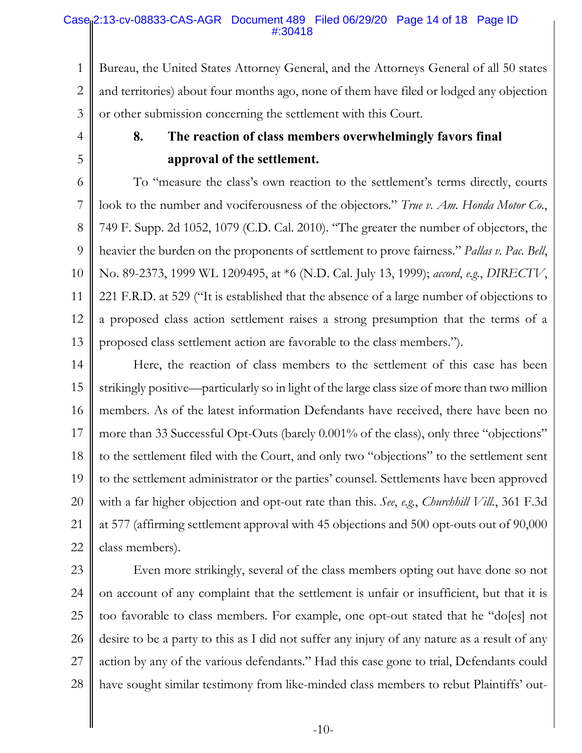Bureau, the United States Attorney General, and the Attorneys General of all 50 states and territories) about four months ago, none of them have filed or lodged any objection or other submission concerning the settlement with this Court.

### 8. The reaction of class members overwhelmingly favors final approval of the settlement.

To "measure the class's own reaction to the settlement's terms directly, courts look to the number and vociferousness of the objectors." *True v. Am. Honda Motor Co.*, 749 F. Supp. 2d 1052, 1079 (C.D. Cal. 2010). "The greater the number of objectors, the heavier the burden on the proponents of settlement to prove fairness." *Pallas v. Pac. Bell*, No. 89-2373, 1999 WL 1209495, at *6 (N.D. Cal. July 13, 1999); *accord*, *e.g.*, *DIRECTV*, 221 F.R.D. at 529 ("It is established that the absence of a large number of objections to a proposed class action settlement raises a strong presumption that the terms of a proposed class settlement action are favorable to the class members.").

Here, the reaction of class members to the settlement of this case has been strikingly positive—particularly so in light of the large class size of more than two million members. As of the latest information Defendants have received, there have been no more than 33 Successful Opt-Outs (barely 0.001% of the class), only three "objections" to the settlement filed with the Court, and only two "objections" to the settlement sent to the settlement administrator or the parties' counsel. Settlements have been approved with a far higher objection and opt-out rate than this. *See*, *e.g.*, *Churchhill Vill.*, 361 F.3d at 577 (affirming settlement approval with 45 objections and 500 opt-outs out of 90,000 class members).

Even more strikingly, several of the class members opting out have done so not on account of any complaint that the settlement is unfair or insufficient, but that it is too favorable to class members. For example, one opt-out stated that he "do[es] not desire to be a party to this as I did not suffer any injury of any nature as a result of any action by any of the various defendants." Had this case gone to trial, Defendants could have sought similar testimony from like-minded class members to rebut Plaintiffs' out-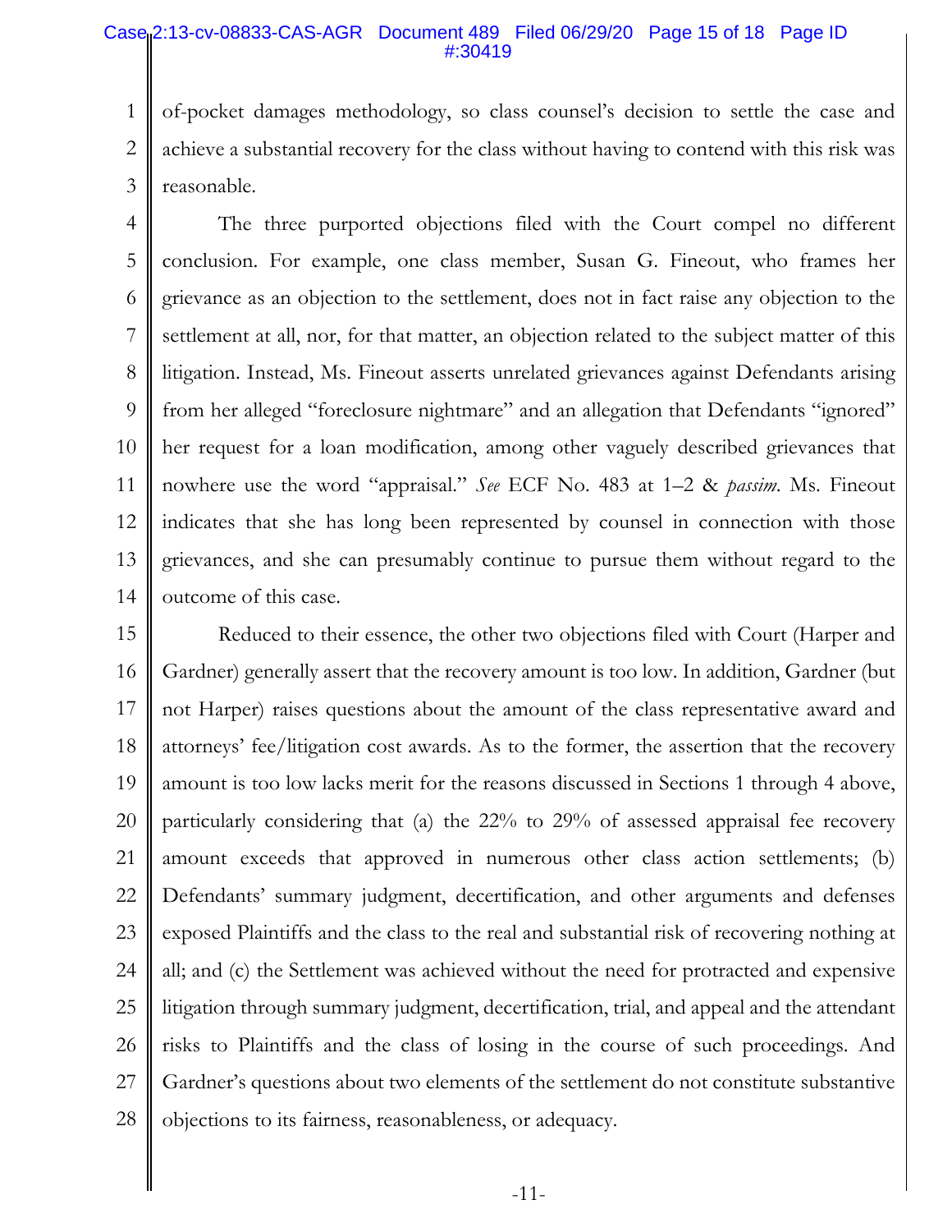of-pocket damages methodology, so class counsel's decision to settle the case and achieve a substantial recovery for the class without having to contend with this risk was reasonable.

The three purported objections filed with the Court compel no different conclusion. For example, one class member, Susan G. Fineout, who frames her grievance as an objection to the settlement, does not in fact raise any objection to the settlement at all, nor, for that matter, an objection related to the subject matter of this litigation. Instead, Ms. Fineout asserts unrelated grievances against Defendants arising from her alleged "foreclosure nightmare" and an allegation that Defendants "ignored" her request for a loan modification, among other vaguely described grievances that nowhere use the word "appraisal." *See* ECF No. 483 at 1–2 & *passim*. Ms. Fineout indicates that she has long been represented by counsel in connection with those grievances, and she can presumably continue to pursue them without regard to the outcome of this case.

Reduced to their essence, the other two objections filed with Court (Harper and Gardner) generally assert that the recovery amount is too low. In addition, Gardner (but not Harper) raises questions about the amount of the class representative award and attorneys' fee/litigation cost awards. As to the former, the assertion that the recovery amount is too low lacks merit for the reasons discussed in Sections 1 through 4 above, particularly considering that (a) the 22% to 29% of assessed appraisal fee recovery amount exceeds that approved in numerous other class action settlements; (b) Defendants' summary judgment, decertification, and other arguments and defenses exposed Plaintiffs and the class to the real and substantial risk of recovering nothing at all; and (c) the Settlement was achieved without the need for protracted and expensive litigation through summary judgment, decertification, trial, and appeal and the attendant risks to Plaintiffs and the class of losing in the course of such proceedings. And Gardner's questions about two elements of the settlement do not constitute substantive objections to its fairness, reasonableness, or adequacy.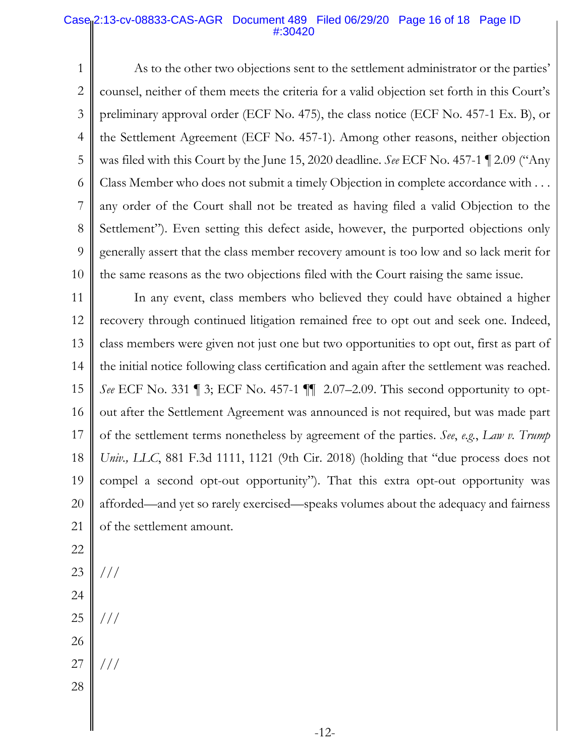As to the other two objections sent to the settlement administrator or the parties' counsel, neither of them meets the criteria for a valid objection set forth in this Court's preliminary approval order (ECF No. 475), the class notice (ECF No. 457-1 Ex. B), or the Settlement Agreement (ECF No. 457-1). Among other reasons, neither objection was filed with this Court by the June 15, 2020 deadline. *See* ECF No. 457-1 ¶ 2.09 ("Any Class Member who does not submit a timely Objection in complete accordance with . . . any order of the Court shall not be treated as having filed a valid Objection to the Settlement"). Even setting this defect aside, however, the purported objections only generally assert that the class member recovery amount is too low and so lack merit for the same reasons as the two objections filed with the Court raising the same issue.

In any event, class members who believed they could have obtained a higher recovery through continued litigation remained free to opt out and seek one. Indeed, class members were given not just one but two opportunities to opt out, first as part of the initial notice following class certification and again after the settlement was reached. *See* ECF No. 331 ¶ 3; ECF No. 457-1 ¶¶ 2.07–2.09. This second opportunity to opt-out after the Settlement Agreement was announced is not required, but was made part of the settlement terms nonetheless by agreement of the parties. *See, e.g.*, *Law v. Trump Univ., LLC*, 881 F.3d 1111, 1121 (9th Cir. 2018) (holding that "due process does not compel a second opt-out opportunity"). That this extra opt-out opportunity was afforded—and yet so rarely exercised—speaks volumes about the adequacy and fairness of the settlement amount.

///

///

///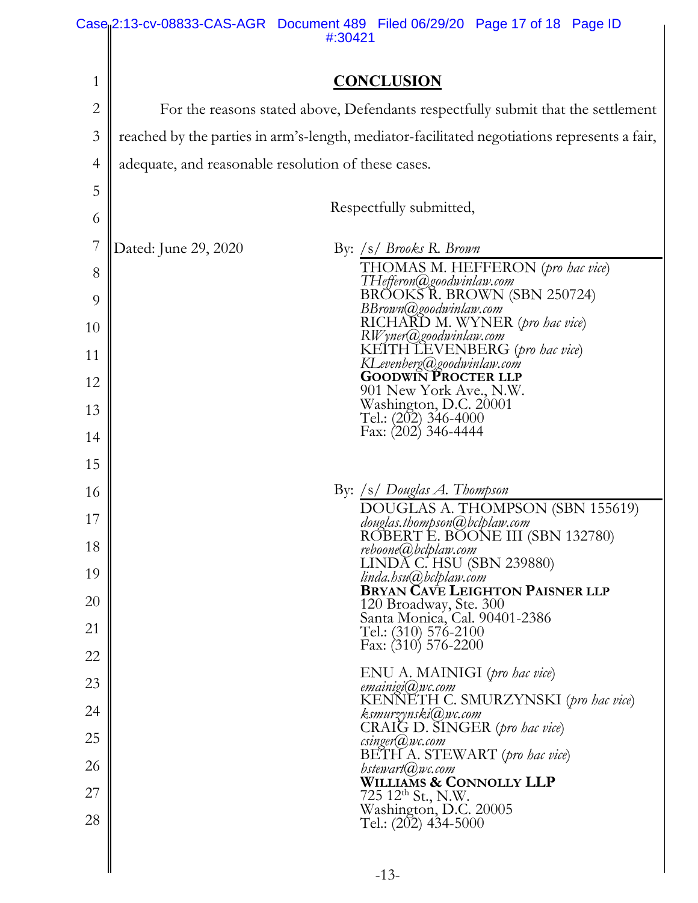## CONCLUSION

For the reasons stated above, Defendants respectfully submit that the settlement reached by the parties in arm's-length, mediator-facilitated negotiations represents a fair, adequate, and reasonable resolution of these cases.

Respectfully submitted,

Dated: June 29, 2020

By: /s/ *Brooks R. Brown*

THOMAS M. HEFFERON (*pro hac vice*)
*THefferon@goodwinlaw.com*
BROOKS R. BROWN (SBN 250724)
*BBrown@goodwinlaw.com*
RICHARD M. WYNER (*pro hac vice*)
*RWyner@goodwinlaw.com*
KEITH LEVENBERG (*pro hac vice*)
*KLevenberg@goodwinlaw.com*
**GOODWIN PROCTER LLP**
901 New York Ave., N.W.
Washington, D.C. 20001
Tel.: (202) 346-4000
Fax: (202) 346-4444

By: /s/ *Douglas A. Thompson*

DOUGLAS A. THOMPSON (SBN 155619)
*douglas.thompson@bclplaw.com*
ROBERT E. BOONE III (SBN 132780)
*reboone@bclplaw.com*
LINDA C. HSU (SBN 239880)
*linda.hsu@bclplaw.com*
**BRYAN CAVE LEIGHTON PAISNER LLP**
120 Broadway, Ste. 300
Santa Monica, Cal. 90401-2386
Tel.: (310) 576-2100
Fax: (310) 576-2200

ENU A. MAINIGI (*pro hac vice*)
*emainigi@wc.com*
KENNETH C. SMURZYNSKI (*pro hac vice*)
*ksmurzynski@wc.com*
CRAIG D. SINGER (*pro hac vice*)
*csinger@wc.com*
BETH A. STEWART (*pro hac vice*)
*bstewart@wc.com*
**WILLIAMS & CONNOLLY LLP**
725 12th St., N.W.
Washington, D.C. 20005
Tel.: (202) 434-5000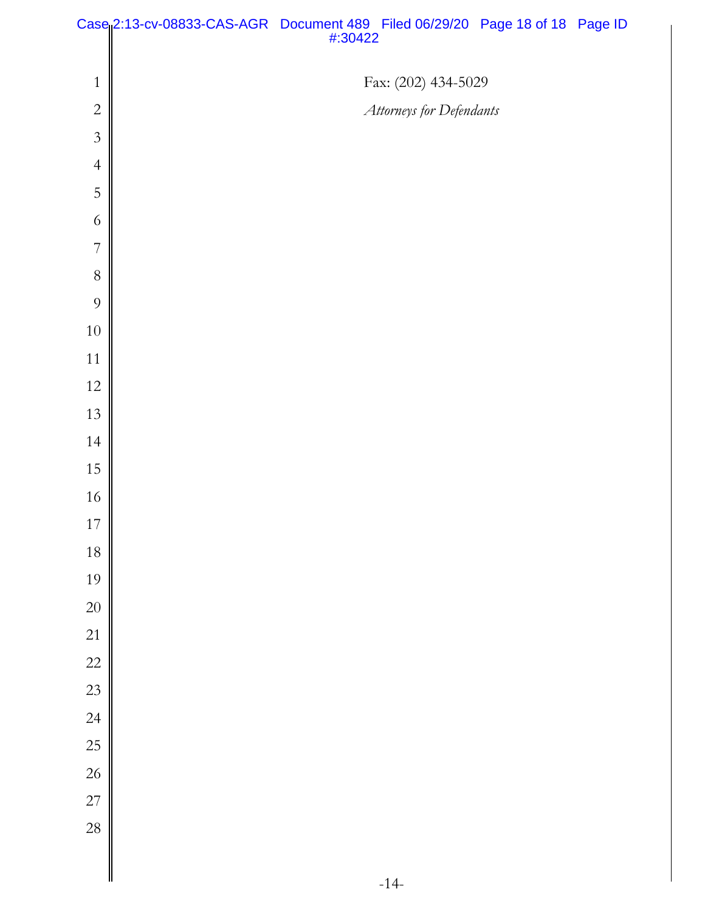Fax: (202) 434-5029

*Attorneys for Defendants*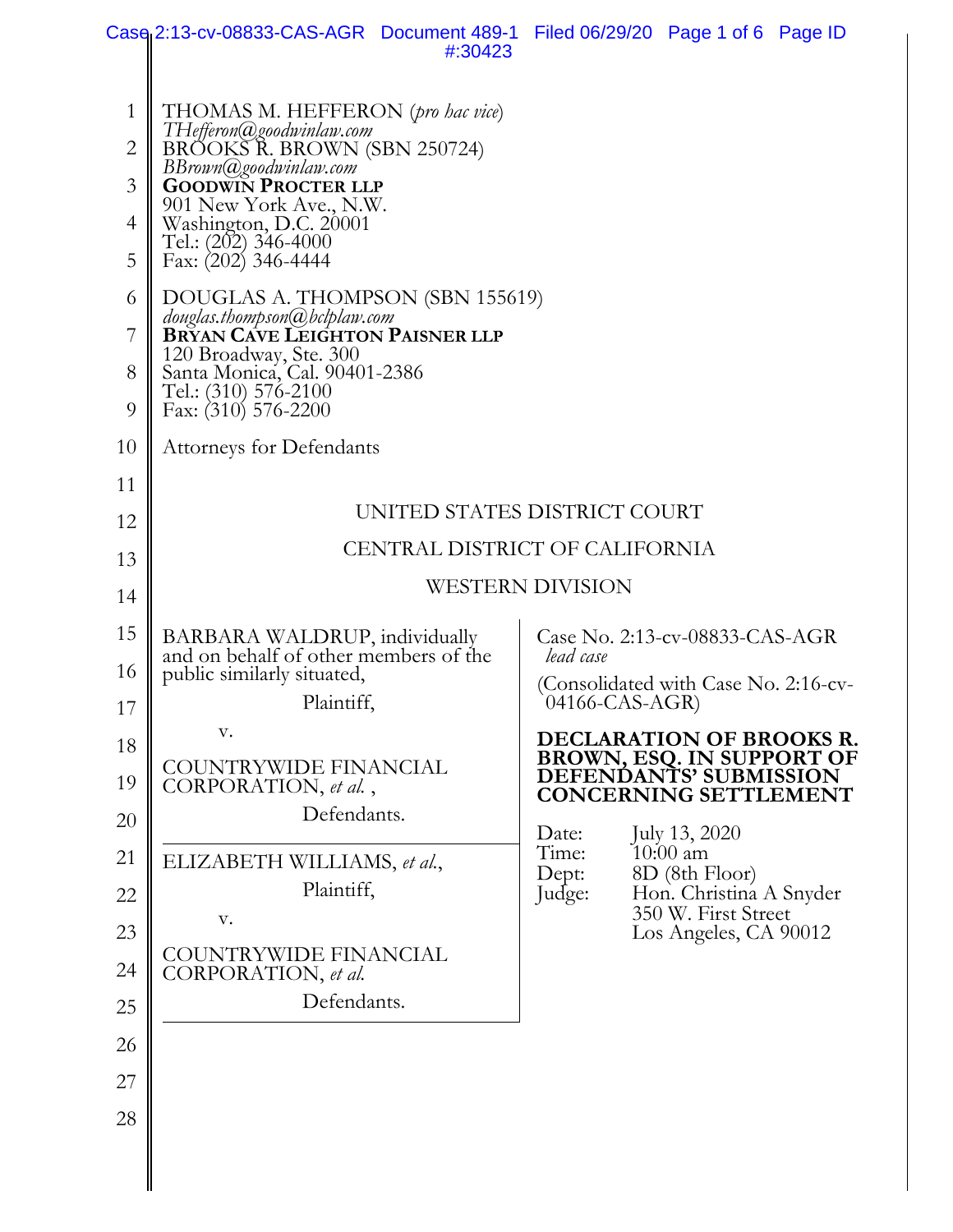THOMAS M. HEFFERON (*pro hac vice*)
*THefferon@goodwinlaw.com*
BROOKS R. BROWN (SBN 250724)
*BBrown@goodwinlaw.com*
**GOODWIN PROCTER LLP**
901 New York Ave., N.W.
Washington, D.C. 20001
Tel.: (202) 346-4000
Fax: (202) 346-4444

DOUGLAS A. THOMPSON (SBN 155619)
*douglas.thompson@bclplaw.com*
**BRYAN CAVE LEIGHTON PAISNER LLP**
120 Broadway, Ste. 300
Santa Monica, Cal. 90401-2386
Tel.: (310) 576-2100
Fax: (310) 576-2200

Attorneys for Defendants

UNITED STATES DISTRICT COURT

CENTRAL DISTRICT OF CALIFORNIA

WESTERN DIVISION

BARBARA WALDRUP, individually and on behalf of other members of the public similarly situated,

Plaintiff,

v.

COUNTRYWIDE FINANCIAL CORPORATION, *et al.* ,

Defendants.

ELIZABETH WILLIAMS, *et al.*,

Plaintiff,

v.

COUNTRYWIDE FINANCIAL CORPORATION, *et al.*

Defendants.

Case No. 2:13-cv-08833-CAS-AGR
*lead case*

(Consolidated with Case No. 2:16-cv-04166-CAS-AGR)

**DECLARATION OF BROOKS R. BROWN, ESQ. IN SUPPORT OF DEFENDANTS' SUBMISSION CONCERNING SETTLEMENT**

| | |
|---|---|
| Date: | July 13, 2020 |
| Time: | 10:00 am |
| Dept: | 8D (8th Floor) |
| Judge: | Hon. Christina A Snyder<br>350 W. First Street<br>Los Angeles, CA 90012 |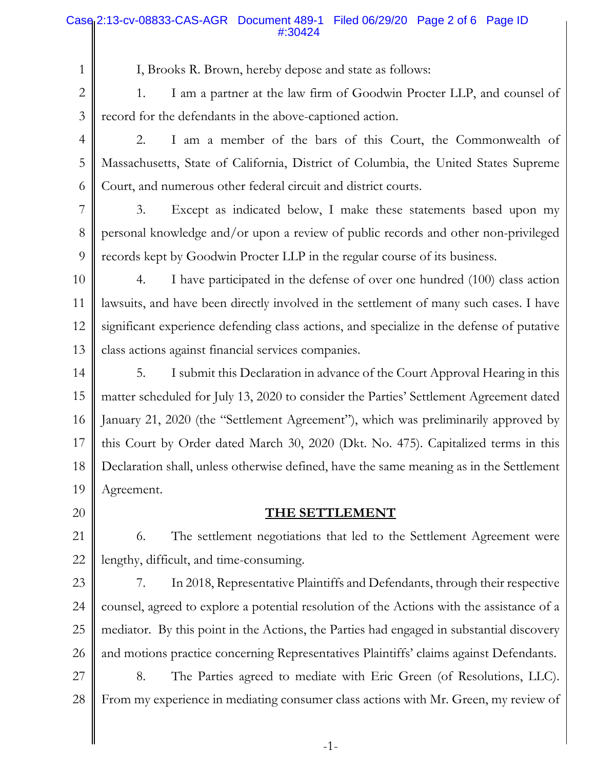I, Brooks R. Brown, hereby depose and state as follows:

1. I am a partner at the law firm of Goodwin Procter LLP, and counsel of record for the defendants in the above-captioned action.

2. I am a member of the bars of this Court, the Commonwealth of Massachusetts, State of California, District of Columbia, the United States Supreme Court, and numerous other federal circuit and district courts.

3. Except as indicated below, I make these statements based upon my personal knowledge and/or upon a review of public records and other non-privileged records kept by Goodwin Procter LLP in the regular course of its business.

4. I have participated in the defense of over one hundred (100) class action lawsuits, and have been directly involved in the settlement of many such cases. I have significant experience defending class actions, and specialize in the defense of putative class actions against financial services companies.

5. I submit this Declaration in advance of the Court Approval Hearing in this matter scheduled for July 13, 2020 to consider the Parties' Settlement Agreement dated January 21, 2020 (the "Settlement Agreement"), which was preliminarily approved by this Court by Order dated March 30, 2020 (Dkt. No. 475). Capitalized terms in this Declaration shall, unless otherwise defined, have the same meaning as in the Settlement Agreement.

## THE SETTLEMENT

6. The settlement negotiations that led to the Settlement Agreement were lengthy, difficult, and time-consuming.

7. In 2018, Representative Plaintiffs and Defendants, through their respective counsel, agreed to explore a potential resolution of the Actions with the assistance of a mediator. By this point in the Actions, the Parties had engaged in substantial discovery and motions practice concerning Representatives Plaintiffs' claims against Defendants.

8. The Parties agreed to mediate with Eric Green (of Resolutions, LLC). From my experience in mediating consumer class actions with Mr. Green, my review of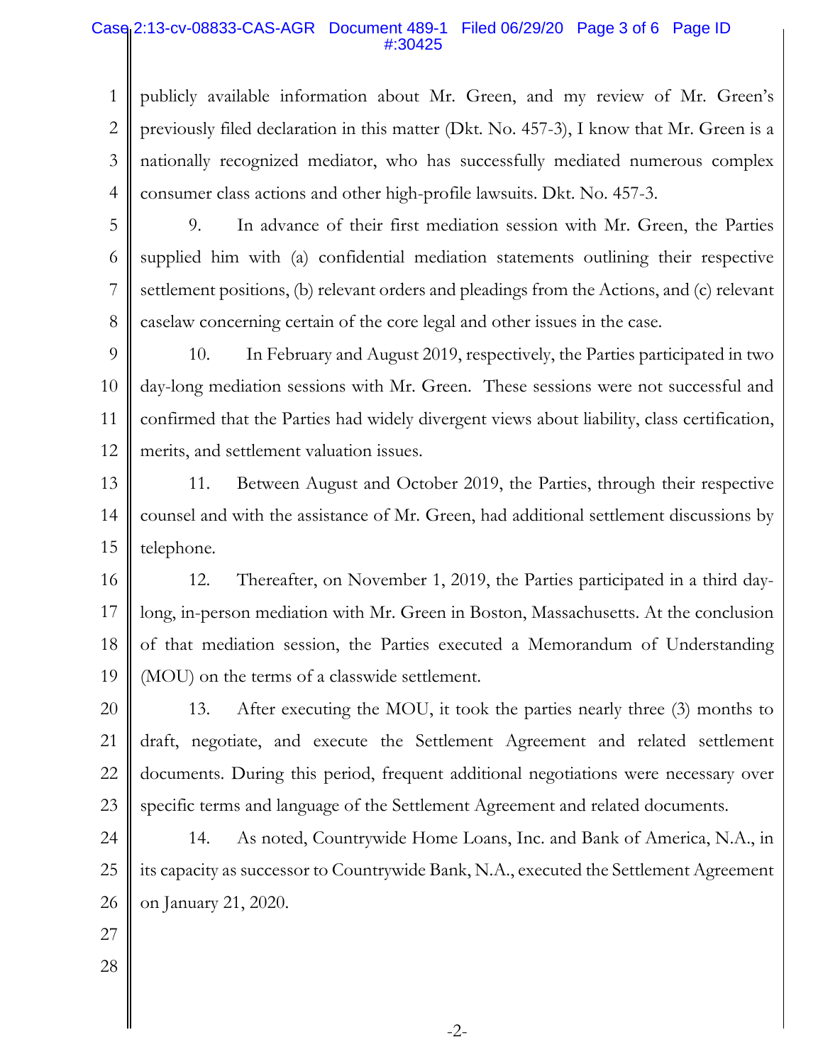publicly available information about Mr. Green, and my review of Mr. Green's previously filed declaration in this matter (Dkt. No. 457-3), I know that Mr. Green is a nationally recognized mediator, who has successfully mediated numerous complex consumer class actions and other high-profile lawsuits. Dkt. No. 457-3.

9. In advance of their first mediation session with Mr. Green, the Parties supplied him with (a) confidential mediation statements outlining their respective settlement positions, (b) relevant orders and pleadings from the Actions, and (c) relevant caselaw concerning certain of the core legal and other issues in the case.

10. In February and August 2019, respectively, the Parties participated in two day-long mediation sessions with Mr. Green. These sessions were not successful and confirmed that the Parties had widely divergent views about liability, class certification, merits, and settlement valuation issues.

11. Between August and October 2019, the Parties, through their respective counsel and with the assistance of Mr. Green, had additional settlement discussions by telephone.

12. Thereafter, on November 1, 2019, the Parties participated in a third day-long, in-person mediation with Mr. Green in Boston, Massachusetts. At the conclusion of that mediation session, the Parties executed a Memorandum of Understanding (MOU) on the terms of a classwide settlement.

13. After executing the MOU, it took the parties nearly three (3) months to draft, negotiate, and execute the Settlement Agreement and related settlement documents. During this period, frequent additional negotiations were necessary over specific terms and language of the Settlement Agreement and related documents.

14. As noted, Countrywide Home Loans, Inc. and Bank of America, N.A., in its capacity as successor to Countrywide Bank, N.A., executed the Settlement Agreement on January 21, 2020.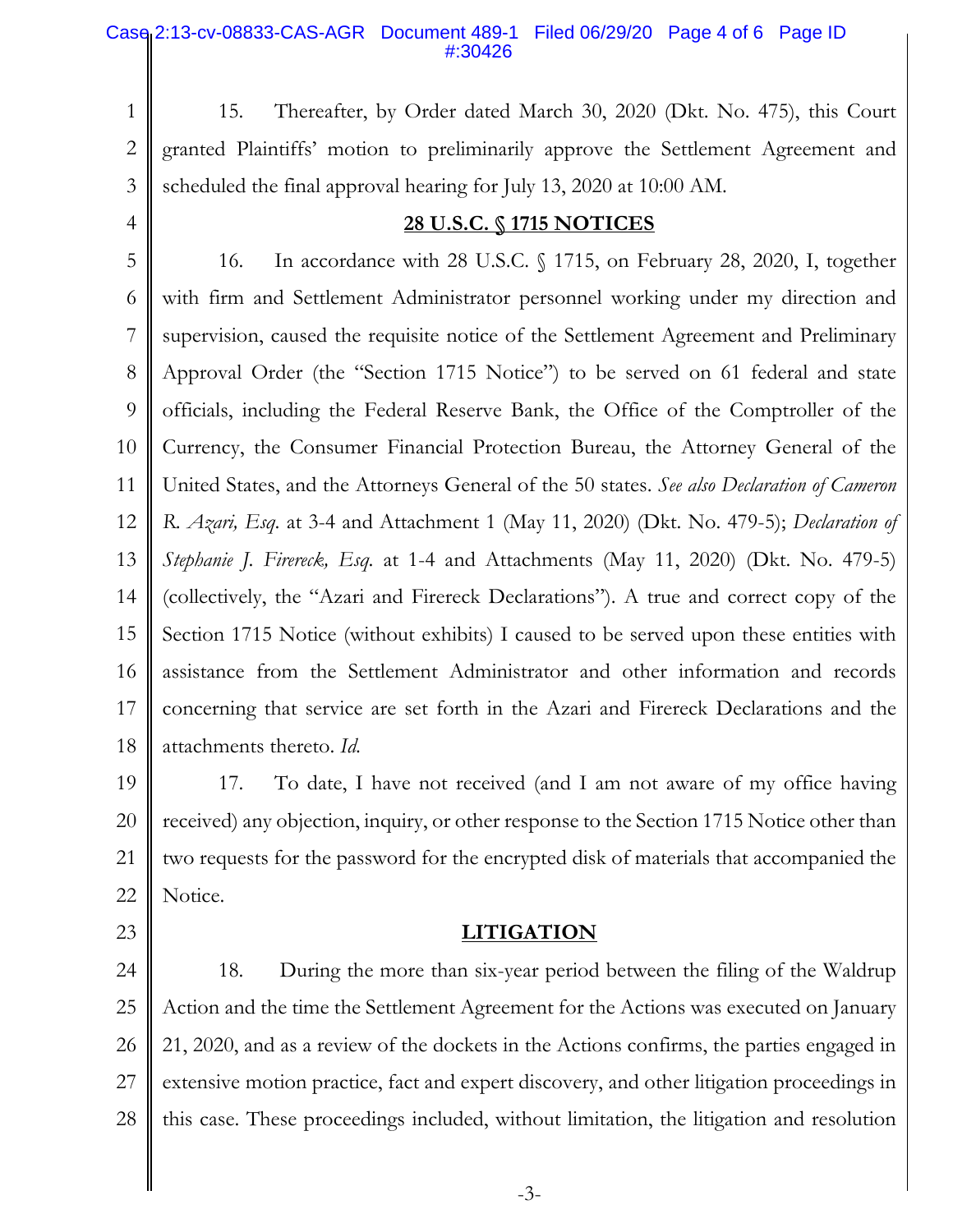15. Thereafter, by Order dated March 30, 2020 (Dkt. No. 475), this Court granted Plaintiffs' motion to preliminarily approve the Settlement Agreement and scheduled the final approval hearing for July 13, 2020 at 10:00 AM.

## **28 U.S.C. § 1715 NOTICES**

16. In accordance with 28 U.S.C. § 1715, on February 28, 2020, I, together with firm and Settlement Administrator personnel working under my direction and supervision, caused the requisite notice of the Settlement Agreement and Preliminary Approval Order (the "Section 1715 Notice") to be served on 61 federal and state officials, including the Federal Reserve Bank, the Office of the Comptroller of the Currency, the Consumer Financial Protection Bureau, the Attorney General of the United States, and the Attorneys General of the 50 states. *See also Declaration of Cameron R. Azari, Esq.* at 3-4 and Attachment 1 (May 11, 2020) (Dkt. No. 479-5); *Declaration of Stephanie J. Firereck, Esq.* at 1-4 and Attachments (May 11, 2020) (Dkt. No. 479-5) (collectively, the "Azari and Firereck Declarations"). A true and correct copy of the Section 1715 Notice (without exhibits) I caused to be served upon these entities with assistance from the Settlement Administrator and other information and records concerning that service are set forth in the Azari and Firereck Declarations and the attachments thereto. *Id.*

17. To date, I have not received (and I am not aware of my office having received) any objection, inquiry, or other response to the Section 1715 Notice other than two requests for the password for the encrypted disk of materials that accompanied the Notice.

## **LITIGATION**

18. During the more than six-year period between the filing of the Waldrup Action and the time the Settlement Agreement for the Actions was executed on January 21, 2020, and as a review of the dockets in the Actions confirms, the parties engaged in extensive motion practice, fact and expert discovery, and other litigation proceedings in this case. These proceedings included, without limitation, the litigation and resolution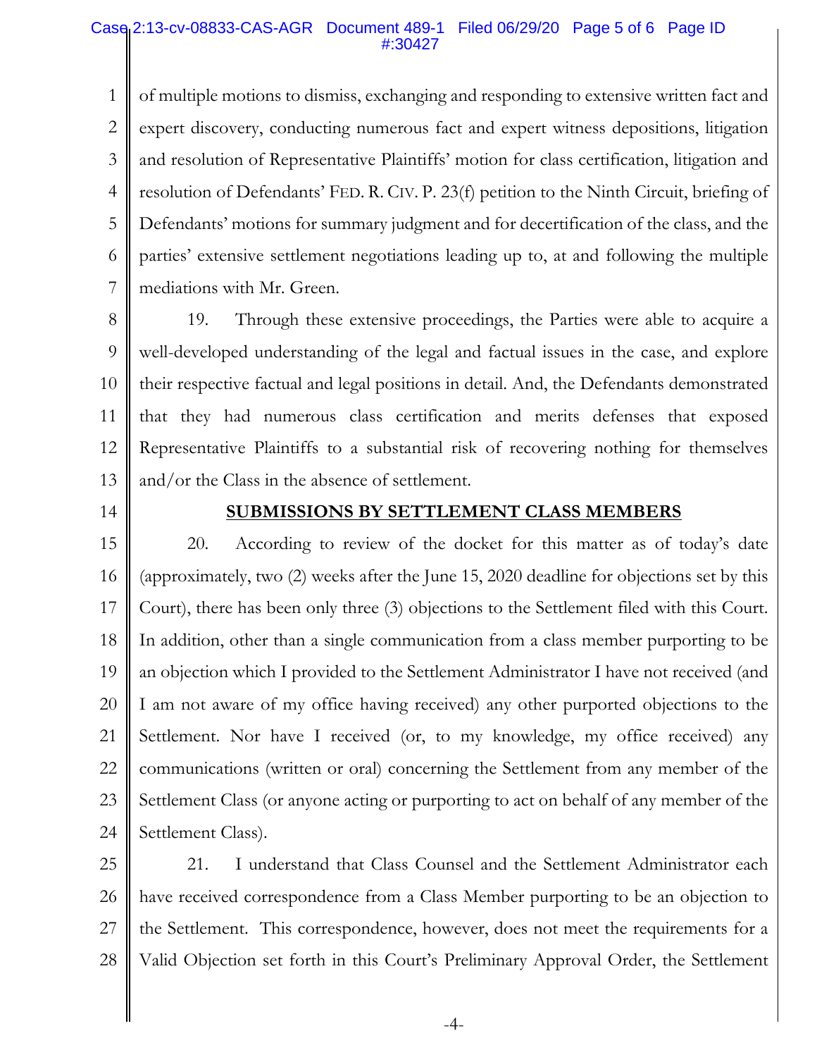of multiple motions to dismiss, exchanging and responding to extensive written fact and expert discovery, conducting numerous fact and expert witness depositions, litigation and resolution of Representative Plaintiffs' motion for class certification, litigation and resolution of Defendants' FED. R. CIV. P. 23(f) petition to the Ninth Circuit, briefing of Defendants' motions for summary judgment and for decertification of the class, and the parties' extensive settlement negotiations leading up to, at and following the multiple mediations with Mr. Green.

19. Through these extensive proceedings, the Parties were able to acquire a well-developed understanding of the legal and factual issues in the case, and explore their respective factual and legal positions in detail. And, the Defendants demonstrated that they had numerous class certification and merits defenses that exposed Representative Plaintiffs to a substantial risk of recovering nothing for themselves and/or the Class in the absence of settlement.

## SUBMISSIONS BY SETTLEMENT CLASS MEMBERS

20. According to review of the docket for this matter as of today's date (approximately, two (2) weeks after the June 15, 2020 deadline for objections set by this Court), there has been only three (3) objections to the Settlement filed with this Court. In addition, other than a single communication from a class member purporting to be an objection which I provided to the Settlement Administrator I have not received (and I am not aware of my office having received) any other purported objections to the Settlement. Nor have I received (or, to my knowledge, my office received) any communications (written or oral) concerning the Settlement from any member of the Settlement Class (or anyone acting or purporting to act on behalf of any member of the Settlement Class).

21. I understand that Class Counsel and the Settlement Administrator each have received correspondence from a Class Member purporting to be an objection to the Settlement. This correspondence, however, does not meet the requirements for a Valid Objection set forth in this Court's Preliminary Approval Order, the Settlement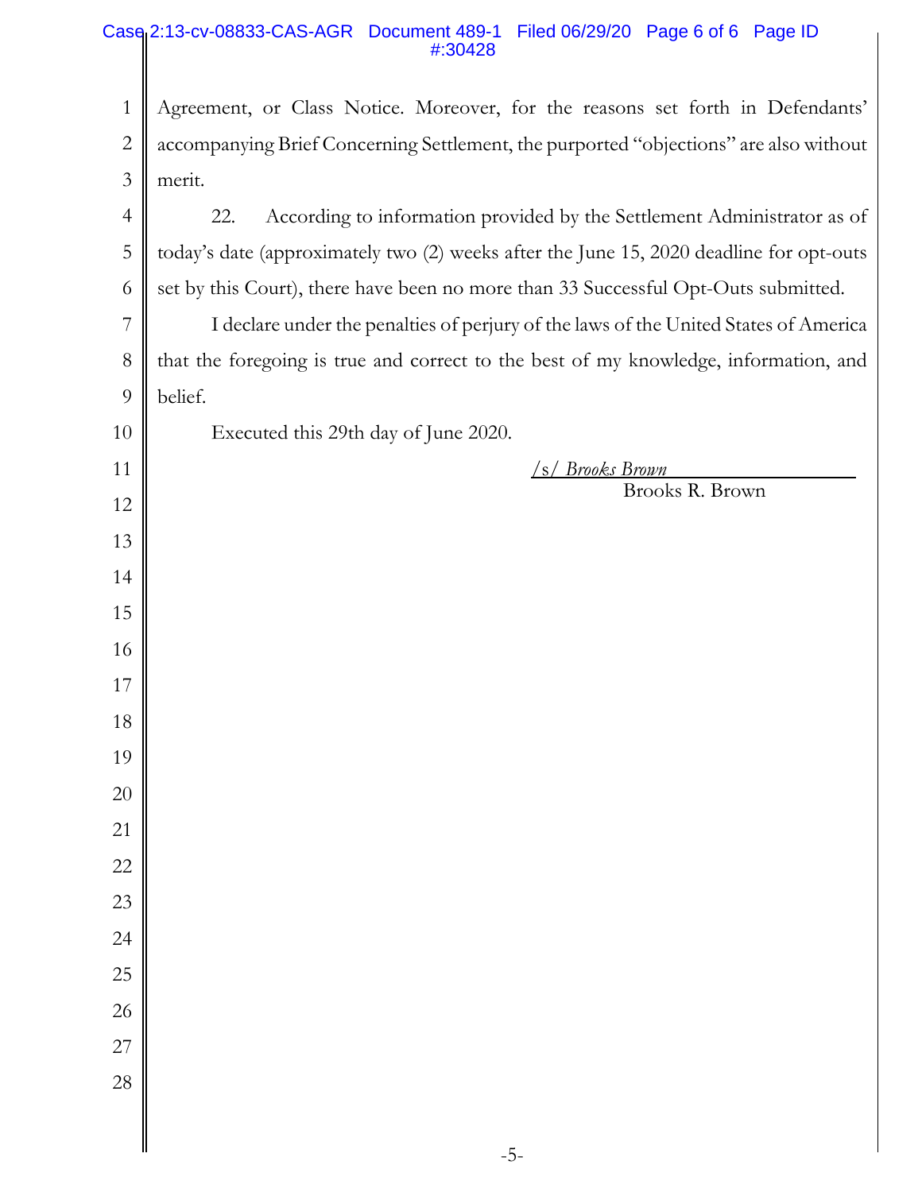Agreement, or Class Notice. Moreover, for the reasons set forth in Defendants' accompanying Brief Concerning Settlement, the purported "objections" are also without merit.

22. According to information provided by the Settlement Administrator as of today's date (approximately two (2) weeks after the June 15, 2020 deadline for opt-outs set by this Court), there have been no more than 33 Successful Opt-Outs submitted.

I declare under the penalties of perjury of the laws of the United States of America that the foregoing is true and correct to the best of my knowledge, information, and belief.

Executed this 29th day of June 2020.

/s/ *Brooks Brown*

Brooks R. Brown